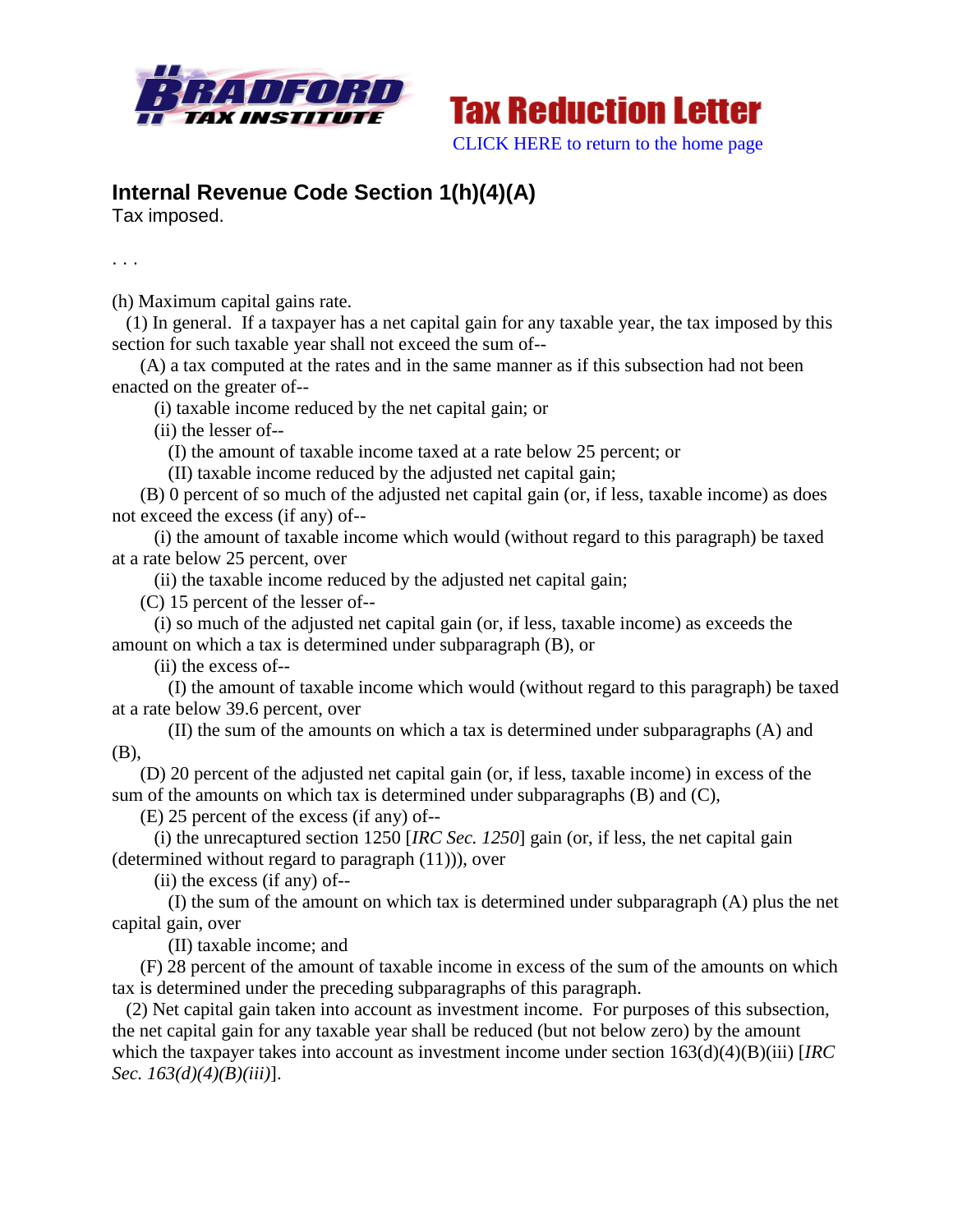# Tax Reduction Letter

CLICK HERE to return to the home page

## Internal Revenue Code Section 1(h)(4)(A)

Tax imposed.

. . .

(h) Maximum capital gains rate.

(1) In general. If a taxpayer has a net capital gain for any taxable year, the tax imposed by this section for such taxable year shall not exceed the sum of--

(A) a tax computed at the rates and in the same manner as if this subsection had not been enacted on the greater of--

(i) taxable income reduced by the net capital gain; or

(ii) the lesser of--

(I) the amount of taxable income taxed at a rate below 25 percent; or

(II) taxable income reduced by the adjusted net capital gain;

(B) 0 percent of so much of the adjusted net capital gain (or, if less, taxable income) as does not exceed the excess (if any) of--

(i) the amount of taxable income which would (without regard to this paragraph) be taxed at a rate below 25 percent, over

(ii) the taxable income reduced by the adjusted net capital gain;

(C) 15 percent of the lesser of--

(i) so much of the adjusted net capital gain (or, if less, taxable income) as exceeds the amount on which a tax is determined under subparagraph (B), or

(ii) the excess of--

(I) the amount of taxable income which would (without regard to this paragraph) be taxed at a rate below 39.6 percent, over

(II) the sum of the amounts on which a tax is determined under subparagraphs (A) and (B),

(D) 20 percent of the adjusted net capital gain (or, if less, taxable income) in excess of the sum of the amounts on which tax is determined under subparagraphs (B) and (C),

(E) 25 percent of the excess (if any) of--

(i) the unrecaptured section 1250 [*IRC Sec. 1250*] gain (or, if less, the net capital gain (determined without regard to paragraph (11))), over

(ii) the excess (if any) of--

(I) the sum of the amount on which tax is determined under subparagraph (A) plus the net capital gain, over

(II) taxable income; and

(F) 28 percent of the amount of taxable income in excess of the sum of the amounts on which tax is determined under the preceding subparagraphs of this paragraph.

(2) Net capital gain taken into account as investment income. For purposes of this subsection, the net capital gain for any taxable year shall be reduced (but not below zero) by the amount which the taxpayer takes into account as investment income under section 163(d)(4)(B)(iii) [*IRC Sec. 163(d)(4)(B)(iii)*].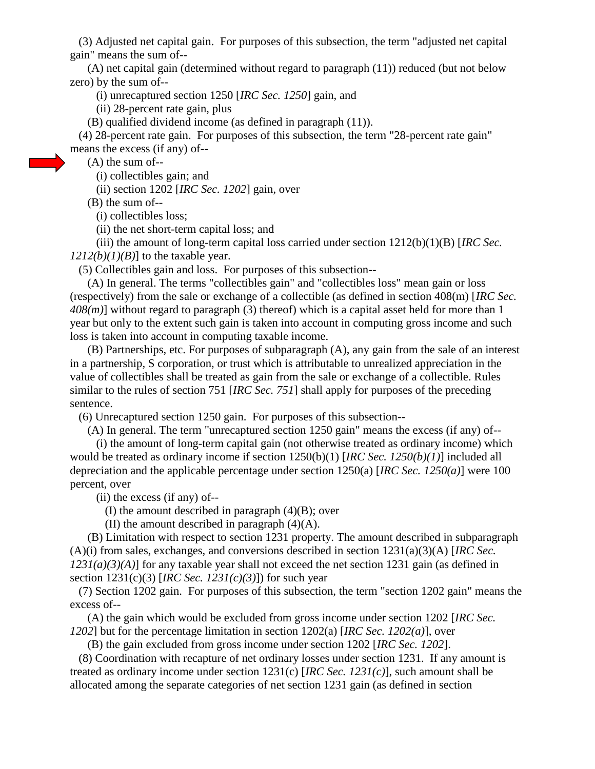(3) Adjusted net capital gain. For purposes of this subsection, the term "adjusted net capital gain" means the sum of--

(A) net capital gain (determined without regard to paragraph (11)) reduced (but not below zero) by the sum of--

(i) unrecaptured section 1250 [*IRC Sec. 1250*] gain, and

(ii) 28-percent rate gain, plus

(B) qualified dividend income (as defined in paragraph (11)).

(4) 28-percent rate gain. For purposes of this subsection, the term "28-percent rate gain" means the excess (if any) of--

(A) the sum of--

(i) collectibles gain; and

(ii) section 1202 [*IRC Sec. 1202*] gain, over

(B) the sum of--

(i) collectibles loss;

(ii) the net short-term capital loss; and

(iii) the amount of long-term capital loss carried under section 1212(b)(1)(B) [*IRC Sec. 1212(b)(1)(B)*] to the taxable year.

(5) Collectibles gain and loss. For purposes of this subsection--

(A) In general. The terms "collectibles gain" and "collectibles loss" mean gain or loss (respectively) from the sale or exchange of a collectible (as defined in section 408(m) [*IRC Sec. 408(m)*] without regard to paragraph (3) thereof) which is a capital asset held for more than 1 year but only to the extent such gain is taken into account in computing gross income and such loss is taken into account in computing taxable income.

(B) Partnerships, etc. For purposes of subparagraph (A), any gain from the sale of an interest in a partnership, S corporation, or trust which is attributable to unrealized appreciation in the value of collectibles shall be treated as gain from the sale or exchange of a collectible. Rules similar to the rules of section 751 [*IRC Sec. 751*] shall apply for purposes of the preceding sentence.

(6) Unrecaptured section 1250 gain. For purposes of this subsection--

(A) In general. The term "unrecaptured section 1250 gain" means the excess (if any) of--

(i) the amount of long-term capital gain (not otherwise treated as ordinary income) which would be treated as ordinary income if section 1250(b)(1) [*IRC Sec. 1250(b)(1)*] included all depreciation and the applicable percentage under section 1250(a) [*IRC Sec. 1250(a)*] were 100 percent, over

(ii) the excess (if any) of--

(I) the amount described in paragraph (4)(B); over

(II) the amount described in paragraph (4)(A).

(B) Limitation with respect to section 1231 property. The amount described in subparagraph (A)(i) from sales, exchanges, and conversions described in section 1231(a)(3)(A) [*IRC Sec. 1231(a)(3)(A)*] for any taxable year shall not exceed the net section 1231 gain (as defined in section 1231(c)(3) [*IRC Sec. 1231(c)(3)*]) for such year

(7) Section 1202 gain. For purposes of this subsection, the term "section 1202 gain" means the excess of--

(A) the gain which would be excluded from gross income under section 1202 [*IRC Sec. 1202*] but for the percentage limitation in section 1202(a) [*IRC Sec. 1202(a)*], over

(B) the gain excluded from gross income under section 1202 [*IRC Sec. 1202*].

(8) Coordination with recapture of net ordinary losses under section 1231. If any amount is treated as ordinary income under section 1231(c) [*IRC Sec. 1231(c)*], such amount shall be allocated among the separate categories of net section 1231 gain (as defined in section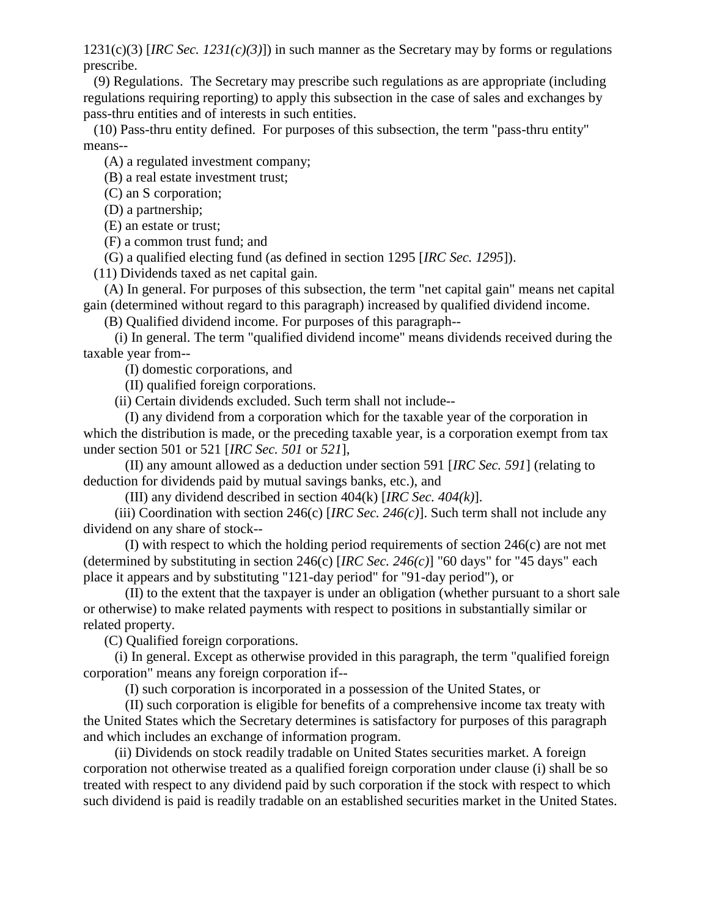1231(c)(3) [*IRC Sec. 1231(c)(3)*]) in such manner as the Secretary may by forms or regulations prescribe.

(9) Regulations. The Secretary may prescribe such regulations as are appropriate (including regulations requiring reporting) to apply this subsection in the case of sales and exchanges by pass-thru entities and of interests in such entities.

(10) Pass-thru entity defined. For purposes of this subsection, the term "pass-thru entity" means--

(A) a regulated investment company;

(B) a real estate investment trust;

(C) an S corporation;

(D) a partnership;

(E) an estate or trust;

(F) a common trust fund; and

(G) a qualified electing fund (as defined in section 1295 [*IRC Sec. 1295*]).

(11) Dividends taxed as net capital gain.

(A) In general. For purposes of this subsection, the term "net capital gain" means net capital gain (determined without regard to this paragraph) increased by qualified dividend income.

(B) Qualified dividend income. For purposes of this paragraph--

(i) In general. The term "qualified dividend income" means dividends received during the taxable year from--

(I) domestic corporations, and

(II) qualified foreign corporations.

(ii) Certain dividends excluded. Such term shall not include--

(I) any dividend from a corporation which for the taxable year of the corporation in which the distribution is made, or the preceding taxable year, is a corporation exempt from tax under section 501 or 521 [*IRC Sec. 501* or *521*],

(II) any amount allowed as a deduction under section 591 [*IRC Sec. 591*] (relating to deduction for dividends paid by mutual savings banks, etc.), and

(III) any dividend described in section 404(k) [*IRC Sec. 404(k)*].

(iii) Coordination with section 246(c) [*IRC Sec. 246(c)*]. Such term shall not include any dividend on any share of stock--

(I) with respect to which the holding period requirements of section 246(c) are not met (determined by substituting in section 246(c) [*IRC Sec. 246(c)*] "60 days" for "45 days" each place it appears and by substituting "121-day period" for "91-day period"), or

(II) to the extent that the taxpayer is under an obligation (whether pursuant to a short sale or otherwise) to make related payments with respect to positions in substantially similar or related property.

(C) Qualified foreign corporations.

(i) In general. Except as otherwise provided in this paragraph, the term "qualified foreign corporation" means any foreign corporation if--

(I) such corporation is incorporated in a possession of the United States, or

(II) such corporation is eligible for benefits of a comprehensive income tax treaty with the United States which the Secretary determines is satisfactory for purposes of this paragraph and which includes an exchange of information program.

(ii) Dividends on stock readily tradable on United States securities market. A foreign corporation not otherwise treated as a qualified foreign corporation under clause (i) shall be so treated with respect to any dividend paid by such corporation if the stock with respect to which such dividend is paid is readily tradable on an established securities market in the United States.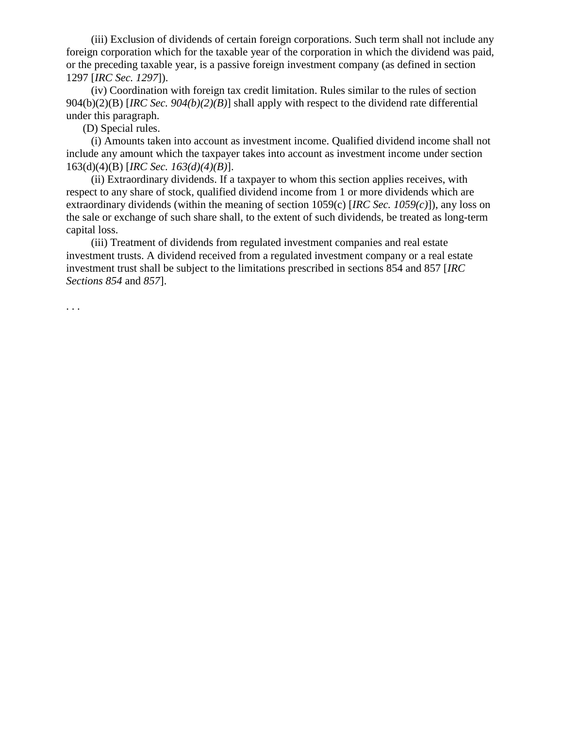(iii) Exclusion of dividends of certain foreign corporations. Such term shall not include any foreign corporation which for the taxable year of the corporation in which the dividend was paid, or the preceding taxable year, is a passive foreign investment company (as defined in section 1297 [*IRC Sec. 1297*]).

(iv) Coordination with foreign tax credit limitation. Rules similar to the rules of section 904(b)(2)(B) [*IRC Sec. 904(b)(2)(B)*] shall apply with respect to the dividend rate differential under this paragraph.

(D) Special rules.

(i) Amounts taken into account as investment income. Qualified dividend income shall not include any amount which the taxpayer takes into account as investment income under section 163(d)(4)(B) [*IRC Sec. 163(d)(4)(B)*].

(ii) Extraordinary dividends. If a taxpayer to whom this section applies receives, with respect to any share of stock, qualified dividend income from 1 or more dividends which are extraordinary dividends (within the meaning of section 1059(c) [*IRC Sec. 1059(c)*]), any loss on the sale or exchange of such share shall, to the extent of such dividends, be treated as long-term capital loss.

(iii) Treatment of dividends from regulated investment companies and real estate investment trusts. A dividend received from a regulated investment company or a real estate investment trust shall be subject to the limitations prescribed in sections 854 and 857 [*IRC Sections 854* and *857*].

. . .